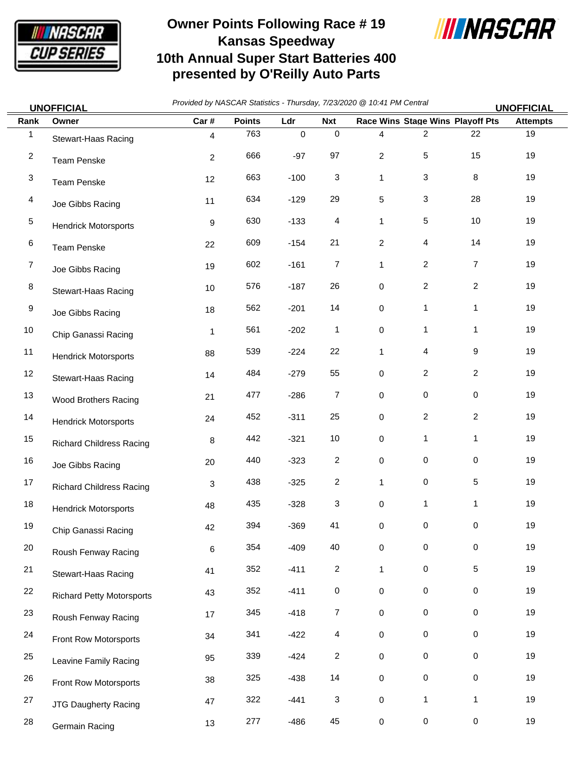# Owner Points Following Race # 19
# Kansas Speedway
# 10th Annual Super Start Batteries 400 presented by O'Reilly Auto Parts

**UNOFFICIAL** *Provided by NASCAR Statistics - Thursday, 7/23/2020 @ 10:41 PM Central* **UNOFFICIAL**

| Rank | Owner | Car # | Points | Ldr | Nxt | Race Wins | Stage Wins | Playoff Pts | Attempts |
|---|---|---|---|---|---|---|---|---|---|
| 1 | Stewart-Haas Racing | 4 | 763 | 0 | 0 | 4 | 2 | 22 | 19 |
| 2 | Team Penske | 2 | 666 | -97 | 97 | 2 | 5 | 15 | 19 |
| 3 | Team Penske | 12 | 663 | -100 | 3 | 1 | 3 | 8 | 19 |
| 4 | Joe Gibbs Racing | 11 | 634 | -129 | 29 | 5 | 3 | 28 | 19 |
| 5 | Hendrick Motorsports | 9 | 630 | -133 | 4 | 1 | 5 | 10 | 19 |
| 6 | Team Penske | 22 | 609 | -154 | 21 | 2 | 4 | 14 | 19 |
| 7 | Joe Gibbs Racing | 19 | 602 | -161 | 7 | 1 | 2 | 7 | 19 |
| 8 | Stewart-Haas Racing | 10 | 576 | -187 | 26 | 0 | 2 | 2 | 19 |
| 9 | Joe Gibbs Racing | 18 | 562 | -201 | 14 | 0 | 1 | 1 | 19 |
| 10 | Chip Ganassi Racing | 1 | 561 | -202 | 1 | 0 | 1 | 1 | 19 |
| 11 | Hendrick Motorsports | 88 | 539 | -224 | 22 | 1 | 4 | 9 | 19 |
| 12 | Stewart-Haas Racing | 14 | 484 | -279 | 55 | 0 | 2 | 2 | 19 |
| 13 | Wood Brothers Racing | 21 | 477 | -286 | 7 | 0 | 0 | 0 | 19 |
| 14 | Hendrick Motorsports | 24 | 452 | -311 | 25 | 0 | 2 | 2 | 19 |
| 15 | Richard Childress Racing | 8 | 442 | -321 | 10 | 0 | 1 | 1 | 19 |
| 16 | Joe Gibbs Racing | 20 | 440 | -323 | 2 | 0 | 0 | 0 | 19 |
| 17 | Richard Childress Racing | 3 | 438 | -325 | 2 | 1 | 0 | 5 | 19 |
| 18 | Hendrick Motorsports | 48 | 435 | -328 | 3 | 0 | 1 | 1 | 19 |
| 19 | Chip Ganassi Racing | 42 | 394 | -369 | 41 | 0 | 0 | 0 | 19 |
| 20 | Roush Fenway Racing | 6 | 354 | -409 | 40 | 0 | 0 | 0 | 19 |
| 21 | Stewart-Haas Racing | 41 | 352 | -411 | 2 | 1 | 0 | 5 | 19 |
| 22 | Richard Petty Motorsports | 43 | 352 | -411 | 0 | 0 | 0 | 0 | 19 |
| 23 | Roush Fenway Racing | 17 | 345 | -418 | 7 | 0 | 0 | 0 | 19 |
| 24 | Front Row Motorsports | 34 | 341 | -422 | 4 | 0 | 0 | 0 | 19 |
| 25 | Leavine Family Racing | 95 | 339 | -424 | 2 | 0 | 0 | 0 | 19 |
| 26 | Front Row Motorsports | 38 | 325 | -438 | 14 | 0 | 0 | 0 | 19 |
| 27 | JTG Daugherty Racing | 47 | 322 | -441 | 3 | 0 | 1 | 1 | 19 |
| 28 | Germain Racing | 13 | 277 | -486 | 45 | 0 | 0 | 0 | 19 |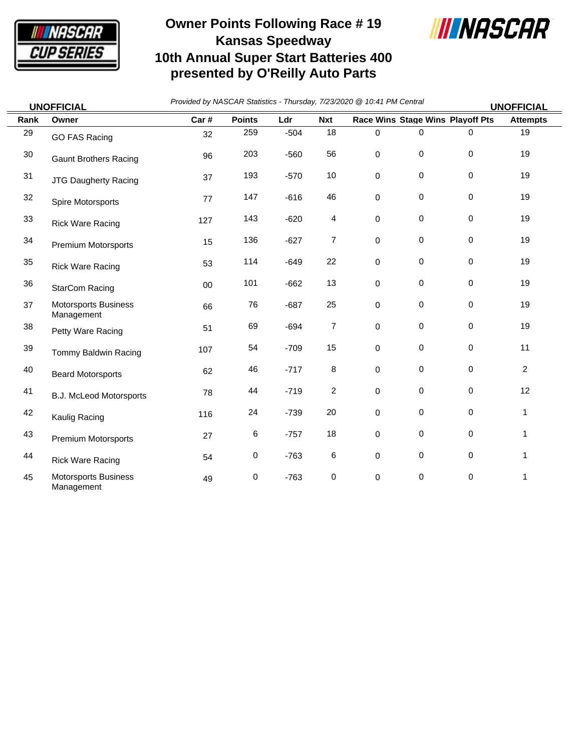# Owner Points Following Race # 19
# Kansas Speedway
# 10th Annual Super Start Batteries 400 presented by O'Reilly Auto Parts

**UNOFFICIAL** *Provided by NASCAR Statistics - Thursday, 7/23/2020 @ 10:41 PM Central* **UNOFFICIAL**

| Rank | Owner | Car # | Points | Ldr | Nxt | Race Wins | Stage Wins | Playoff Pts | Attempts |
|---|---|---|---|---|---|---|---|---|---|
| 29 | GO FAS Racing | 32 | 259 | -504 | 18 | 0 | 0 | 0 | 19 |
| 30 | Gaunt Brothers Racing | 96 | 203 | -560 | 56 | 0 | 0 | 0 | 19 |
| 31 | JTG Daugherty Racing | 37 | 193 | -570 | 10 | 0 | 0 | 0 | 19 |
| 32 | Spire Motorsports | 77 | 147 | -616 | 46 | 0 | 0 | 0 | 19 |
| 33 | Rick Ware Racing | 127 | 143 | -620 | 4 | 0 | 0 | 0 | 19 |
| 34 | Premium Motorsports | 15 | 136 | -627 | 7 | 0 | 0 | 0 | 19 |
| 35 | Rick Ware Racing | 53 | 114 | -649 | 22 | 0 | 0 | 0 | 19 |
| 36 | StarCom Racing | 00 | 101 | -662 | 13 | 0 | 0 | 0 | 19 |
| 37 | Motorsports Business Management | 66 | 76 | -687 | 25 | 0 | 0 | 0 | 19 |
| 38 | Petty Ware Racing | 51 | 69 | -694 | 7 | 0 | 0 | 0 | 19 |
| 39 | Tommy Baldwin Racing | 107 | 54 | -709 | 15 | 0 | 0 | 0 | 11 |
| 40 | Beard Motorsports | 62 | 46 | -717 | 8 | 0 | 0 | 0 | 2 |
| 41 | B.J. McLeod Motorsports | 78 | 44 | -719 | 2 | 0 | 0 | 0 | 12 |
| 42 | Kaulig Racing | 116 | 24 | -739 | 20 | 0 | 0 | 0 | 1 |
| 43 | Premium Motorsports | 27 | 6 | -757 | 18 | 0 | 0 | 0 | 1 |
| 44 | Rick Ware Racing | 54 | 0 | -763 | 6 | 0 | 0 | 0 | 1 |
| 45 | Motorsports Business Management | 49 | 0 | -763 | 0 | 0 | 0 | 0 | 1 |